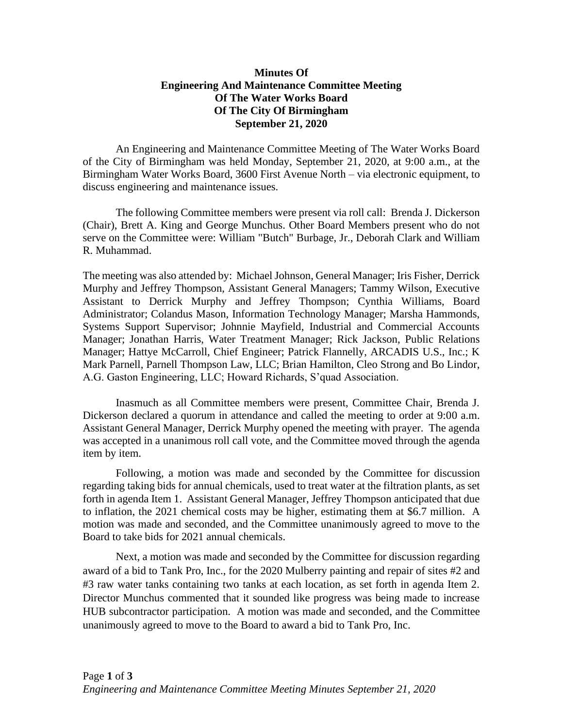# Minutes Of Engineering And Maintenance Committee Meeting Of The Water Works Board Of The City Of Birmingham September 21, 2020

An Engineering and Maintenance Committee Meeting of The Water Works Board of the City of Birmingham was held Monday, September 21, 2020, at 9:00 a.m., at the Birmingham Water Works Board, 3600 First Avenue North – via electronic equipment, to discuss engineering and maintenance issues.

The following Committee members were present via roll call: Brenda J. Dickerson (Chair), Brett A. King and George Munchus. Other Board Members present who do not serve on the Committee were: William "Butch" Burbage, Jr., Deborah Clark and William R. Muhammad.

The meeting was also attended by: Michael Johnson, General Manager; Iris Fisher, Derrick Murphy and Jeffrey Thompson, Assistant General Managers; Tammy Wilson, Executive Assistant to Derrick Murphy and Jeffrey Thompson; Cynthia Williams, Board Administrator; Colandus Mason, Information Technology Manager; Marsha Hammonds, Systems Support Supervisor; Johnnie Mayfield, Industrial and Commercial Accounts Manager; Jonathan Harris, Water Treatment Manager; Rick Jackson, Public Relations Manager; Hattye McCarroll, Chief Engineer; Patrick Flannelly, ARCADIS U.S., Inc.; K Mark Parnell, Parnell Thompson Law, LLC; Brian Hamilton, Cleo Strong and Bo Lindor, A.G. Gaston Engineering, LLC; Howard Richards, S'quad Association.

Inasmuch as all Committee members were present, Committee Chair, Brenda J. Dickerson declared a quorum in attendance and called the meeting to order at 9:00 a.m. Assistant General Manager, Derrick Murphy opened the meeting with prayer. The agenda was accepted in a unanimous roll call vote, and the Committee moved through the agenda item by item.

Following, a motion was made and seconded by the Committee for discussion regarding taking bids for annual chemicals, used to treat water at the filtration plants, as set forth in agenda Item 1. Assistant General Manager, Jeffrey Thompson anticipated that due to inflation, the 2021 chemical costs may be higher, estimating them at $6.7 million. A motion was made and seconded, and the Committee unanimously agreed to move to the Board to take bids for 2021 annual chemicals.

Next, a motion was made and seconded by the Committee for discussion regarding award of a bid to Tank Pro, Inc., for the 2020 Mulberry painting and repair of sites #2 and #3 raw water tanks containing two tanks at each location, as set forth in agenda Item 2. Director Munchus commented that it sounded like progress was being made to increase HUB subcontractor participation. A motion was made and seconded, and the Committee unanimously agreed to move to the Board to award a bid to Tank Pro, Inc.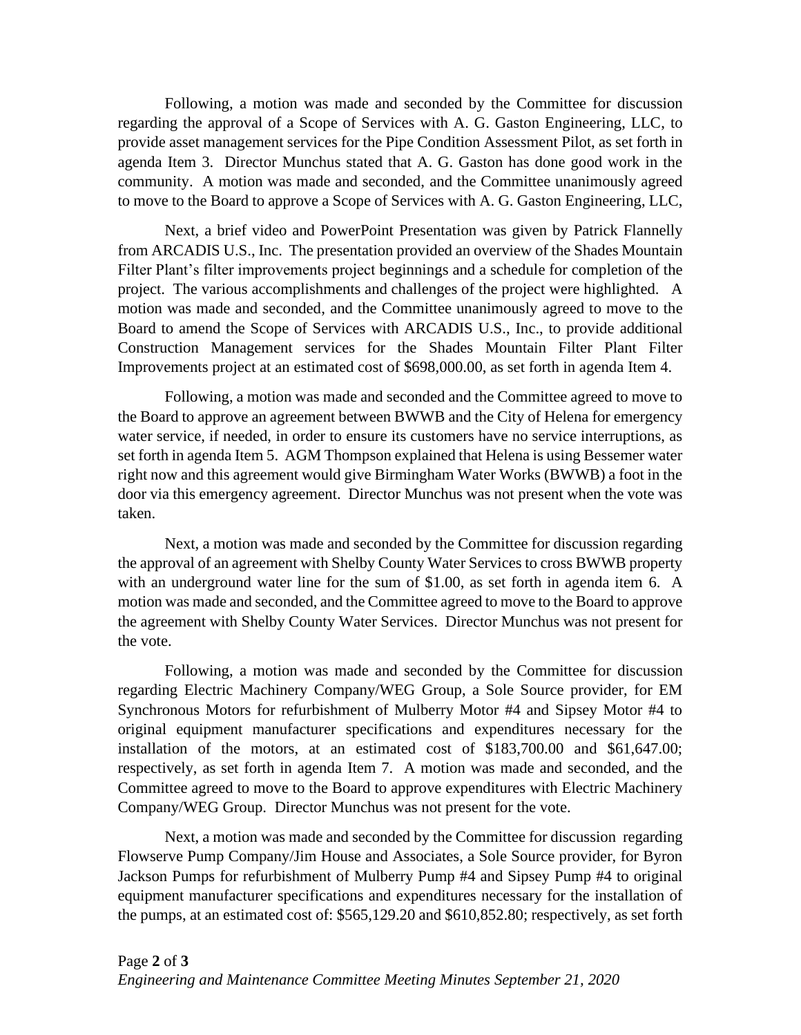Following, a motion was made and seconded by the Committee for discussion regarding the approval of a Scope of Services with A. G. Gaston Engineering, LLC, to provide asset management services for the Pipe Condition Assessment Pilot, as set forth in agenda Item 3. Director Munchus stated that A. G. Gaston has done good work in the community. A motion was made and seconded, and the Committee unanimously agreed to move to the Board to approve a Scope of Services with A. G. Gaston Engineering, LLC,

Next, a brief video and PowerPoint Presentation was given by Patrick Flannelly from ARCADIS U.S., Inc. The presentation provided an overview of the Shades Mountain Filter Plant's filter improvements project beginnings and a schedule for completion of the project. The various accomplishments and challenges of the project were highlighted. A motion was made and seconded, and the Committee unanimously agreed to move to the Board to amend the Scope of Services with ARCADIS U.S., Inc., to provide additional Construction Management services for the Shades Mountain Filter Plant Filter Improvements project at an estimated cost of $698,000.00, as set forth in agenda Item 4.

Following, a motion was made and seconded and the Committee agreed to move to the Board to approve an agreement between BWWB and the City of Helena for emergency water service, if needed, in order to ensure its customers have no service interruptions, as set forth in agenda Item 5. AGM Thompson explained that Helena is using Bessemer water right now and this agreement would give Birmingham Water Works (BWWB) a foot in the door via this emergency agreement. Director Munchus was not present when the vote was taken.

Next, a motion was made and seconded by the Committee for discussion regarding the approval of an agreement with Shelby County Water Services to cross BWWB property with an underground water line for the sum of $1.00, as set forth in agenda item 6. A motion was made and seconded, and the Committee agreed to move to the Board to approve the agreement with Shelby County Water Services. Director Munchus was not present for the vote.

Following, a motion was made and seconded by the Committee for discussion regarding Electric Machinery Company/WEG Group, a Sole Source provider, for EM Synchronous Motors for refurbishment of Mulberry Motor #4 and Sipsey Motor #4 to original equipment manufacturer specifications and expenditures necessary for the installation of the motors, at an estimated cost of $183,700.00 and $61,647.00; respectively, as set forth in agenda Item 7. A motion was made and seconded, and the Committee agreed to move to the Board to approve expenditures with Electric Machinery Company/WEG Group. Director Munchus was not present for the vote.

Next, a motion was made and seconded by the Committee for discussion regarding Flowserve Pump Company/Jim House and Associates, a Sole Source provider, for Byron Jackson Pumps for refurbishment of Mulberry Pump #4 and Sipsey Pump #4 to original equipment manufacturer specifications and expenditures necessary for the installation of the pumps, at an estimated cost of: $565,129.20 and $610,852.80; respectively, as set forth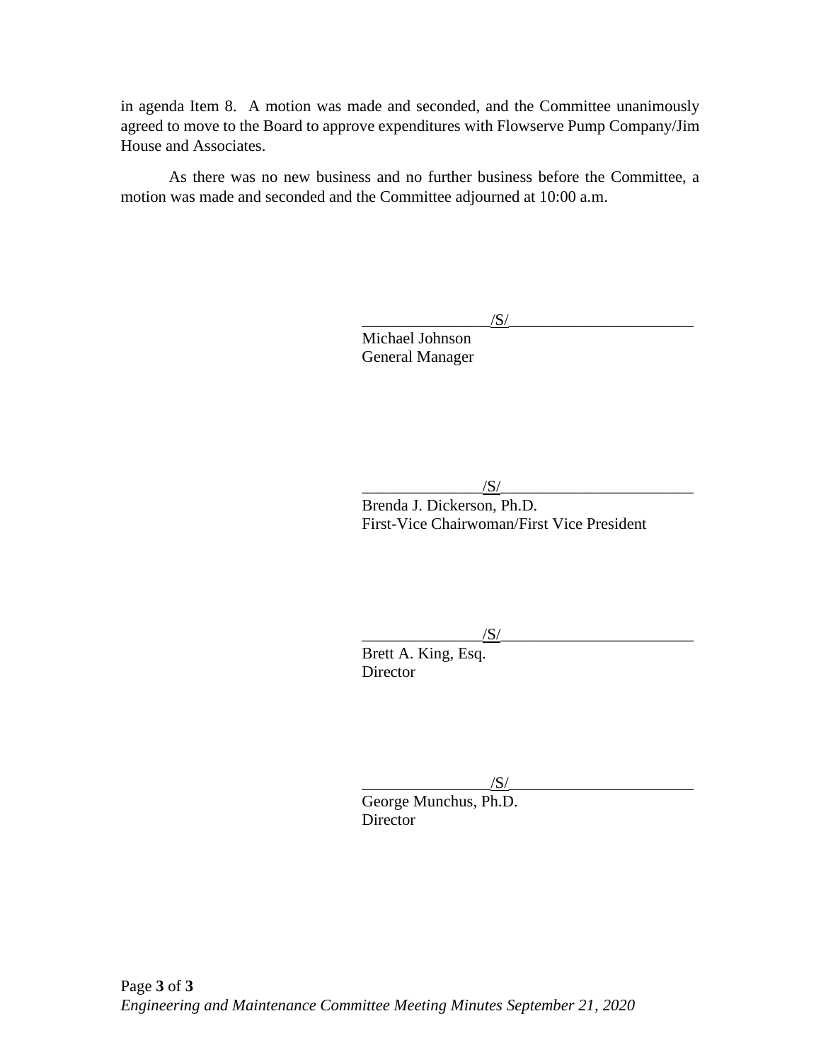in agenda Item 8. A motion was made and seconded, and the Committee unanimously agreed to move to the Board to approve expenditures with Flowserve Pump Company/Jim House and Associates.

As there was no new business and no further business before the Committee, a motion was made and seconded and the Committee adjourned at 10:00 a.m.

\_\_\_\_\_\_\_\_\_\_\_\_\_\_\_\_/S/\_\_\_\_\_\_\_\_\_\_\_\_\_\_\_\_\_\_\_\_\_\_\_\_
Michael Johnson
General Manager

\_\_\_\_\_\_\_\_\_\_\_\_\_\_\_/S/\_\_\_\_\_\_\_\_\_\_\_\_\_\_\_\_\_\_\_\_\_\_\_\_\_
Brenda J. Dickerson, Ph.D.
First-Vice Chairwoman/First Vice President

\_\_\_\_\_\_\_\_\_\_\_\_\_\_\_/S/\_\_\_\_\_\_\_\_\_\_\_\_\_\_\_\_\_\_\_\_\_\_\_\_\_
Brett A. King, Esq.
Director

\_\_\_\_\_\_\_\_\_\_\_\_\_\_\_\_/S/\_\_\_\_\_\_\_\_\_\_\_\_\_\_\_\_\_\_\_\_\_\_\_\_
George Munchus, Ph.D.
Director